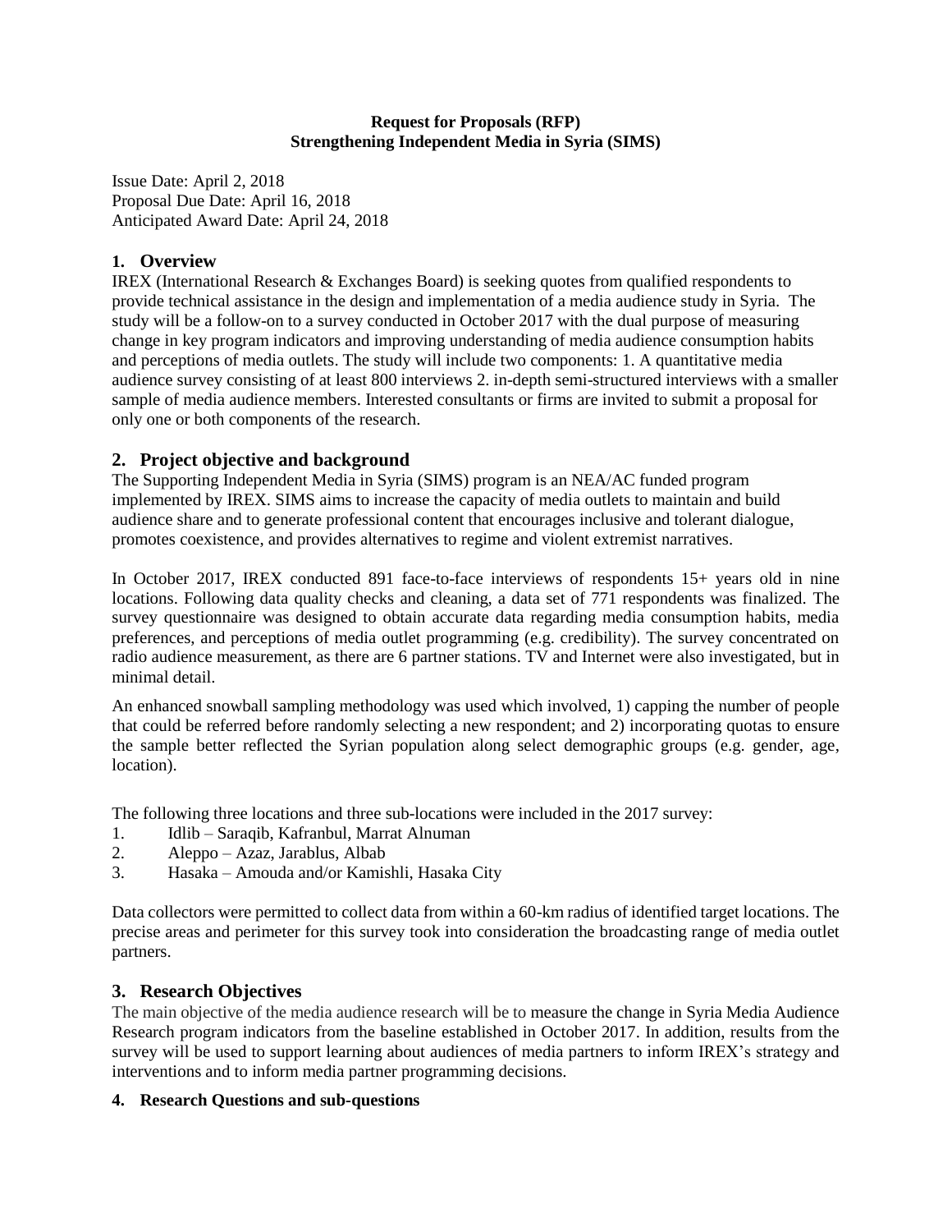**Request for Proposals (RFP)**
**Strengthening Independent Media in Syria (SIMS)**

Issue Date: April 2, 2018
Proposal Due Date: April 16, 2018
Anticipated Award Date: April 24, 2018

## 1. Overview

IREX (International Research & Exchanges Board) is seeking quotes from qualified respondents to provide technical assistance in the design and implementation of a media audience study in Syria. The study will be a follow-on to a survey conducted in October 2017 with the dual purpose of measuring change in key program indicators and improving understanding of media audience consumption habits and perceptions of media outlets. The study will include two components: 1. A quantitative media audience survey consisting of at least 800 interviews 2. in-depth semi-structured interviews with a smaller sample of media audience members. Interested consultants or firms are invited to submit a proposal for only one or both components of the research.

## 2. Project objective and background

The Supporting Independent Media in Syria (SIMS) program is an NEA/AC funded program implemented by IREX. SIMS aims to increase the capacity of media outlets to maintain and build audience share and to generate professional content that encourages inclusive and tolerant dialogue, promotes coexistence, and provides alternatives to regime and violent extremist narratives.

In October 2017, IREX conducted 891 face-to-face interviews of respondents 15+ years old in nine locations. Following data quality checks and cleaning, a data set of 771 respondents was finalized. The survey questionnaire was designed to obtain accurate data regarding media consumption habits, media preferences, and perceptions of media outlet programming (e.g. credibility). The survey concentrated on radio audience measurement, as there are 6 partner stations. TV and Internet were also investigated, but in minimal detail.

An enhanced snowball sampling methodology was used which involved, 1) capping the number of people that could be referred before randomly selecting a new respondent; and 2) incorporating quotas to ensure the sample better reflected the Syrian population along select demographic groups (e.g. gender, age, location).

The following three locations and three sub-locations were included in the 2017 survey:

1. Idlib – Saraqib, Kafranbul, Marrat Alnuman
2. Aleppo – Azaz, Jarablus, Albab
3. Hasaka – Amouda and/or Kamishli, Hasaka City

Data collectors were permitted to collect data from within a 60-km radius of identified target locations. The precise areas and perimeter for this survey took into consideration the broadcasting range of media outlet partners.

## 3. Research Objectives

The main objective of the media audience research will be to measure the change in Syria Media Audience Research program indicators from the baseline established in October 2017. In addition, results from the survey will be used to support learning about audiences of media partners to inform IREX's strategy and interventions and to inform media partner programming decisions.

### 4. Research Questions and sub-questions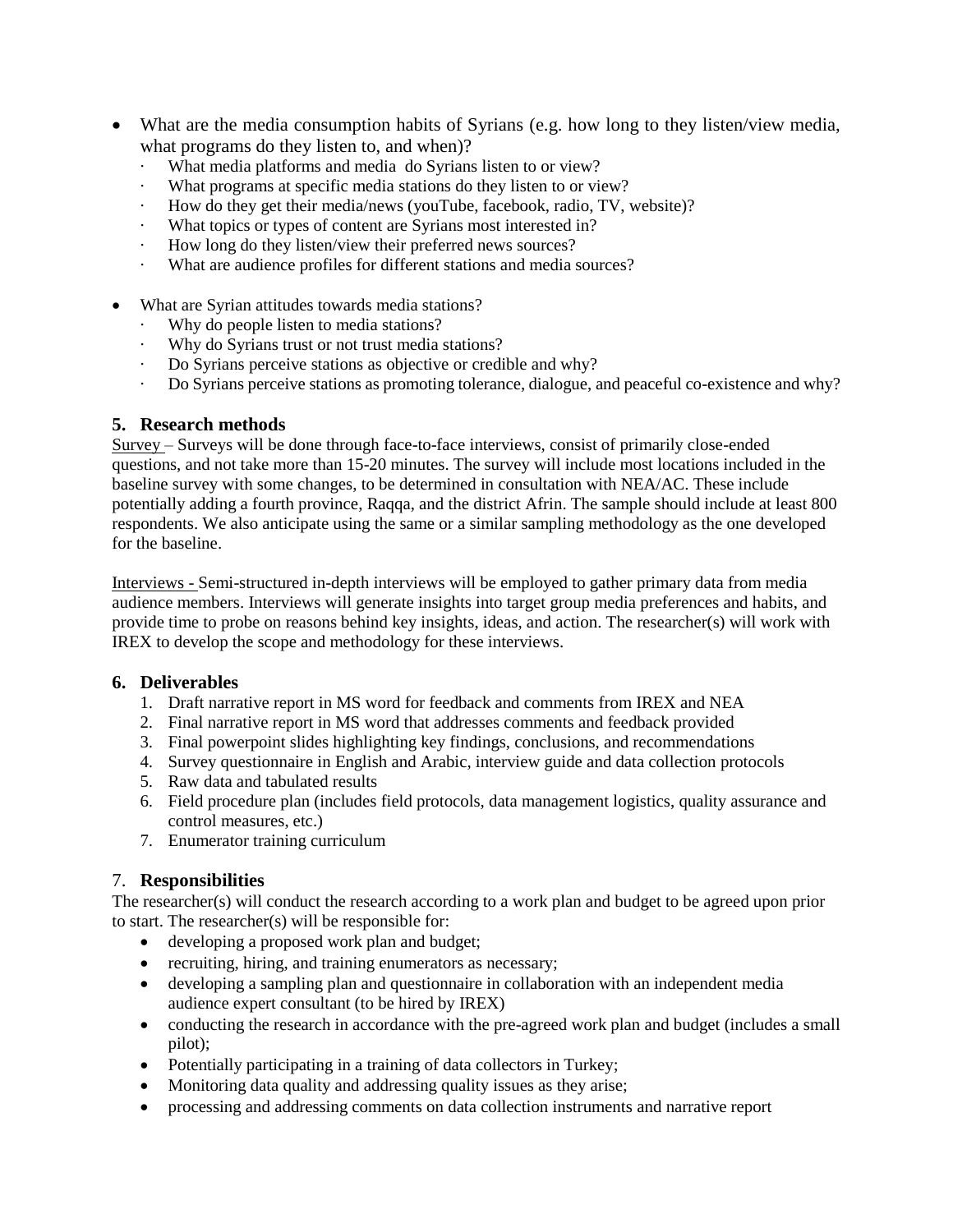- What are the media consumption habits of Syrians (e.g. how long to they listen/view media, what programs do they listen to, and when)?
  - What media platforms and media do Syrians listen to or view?
  - What programs at specific media stations do they listen to or view?
  - How do they get their media/news (youTube, facebook, radio, TV, website)?
  - What topics or types of content are Syrians most interested in?
  - How long do they listen/view their preferred news sources?
  - What are audience profiles for different stations and media sources?

- What are Syrian attitudes towards media stations?
  - Why do people listen to media stations?
  - Why do Syrians trust or not trust media stations?
  - Do Syrians perceive stations as objective or credible and why?
  - Do Syrians perceive stations as promoting tolerance, dialogue, and peaceful co-existence and why?

## 5. Research methods

Survey – Surveys will be done through face-to-face interviews, consist of primarily close-ended questions, and not take more than 15-20 minutes. The survey will include most locations included in the baseline survey with some changes, to be determined in consultation with NEA/AC. These include potentially adding a fourth province, Raqqa, and the district Afrin. The sample should include at least 800 respondents. We also anticipate using the same or a similar sampling methodology as the one developed for the baseline.

Interviews - Semi-structured in-depth interviews will be employed to gather primary data from media audience members. Interviews will generate insights into target group media preferences and habits, and provide time to probe on reasons behind key insights, ideas, and action. The researcher(s) will work with IREX to develop the scope and methodology for these interviews.

## 6. Deliverables

1. Draft narrative report in MS word for feedback and comments from IREX and NEA
2. Final narrative report in MS word that addresses comments and feedback provided
3. Final powerpoint slides highlighting key findings, conclusions, and recommendations
4. Survey questionnaire in English and Arabic, interview guide and data collection protocols
5. Raw data and tabulated results
6. Field procedure plan (includes field protocols, data management logistics, quality assurance and control measures, etc.)
7. Enumerator training curriculum

## 7. Responsibilities

The researcher(s) will conduct the research according to a work plan and budget to be agreed upon prior to start. The researcher(s) will be responsible for:

- developing a proposed work plan and budget;
- recruiting, hiring, and training enumerators as necessary;
- developing a sampling plan and questionnaire in collaboration with an independent media audience expert consultant (to be hired by IREX)
- conducting the research in accordance with the pre-agreed work plan and budget (includes a small pilot);
- Potentially participating in a training of data collectors in Turkey;
- Monitoring data quality and addressing quality issues as they arise;
- processing and addressing comments on data collection instruments and narrative report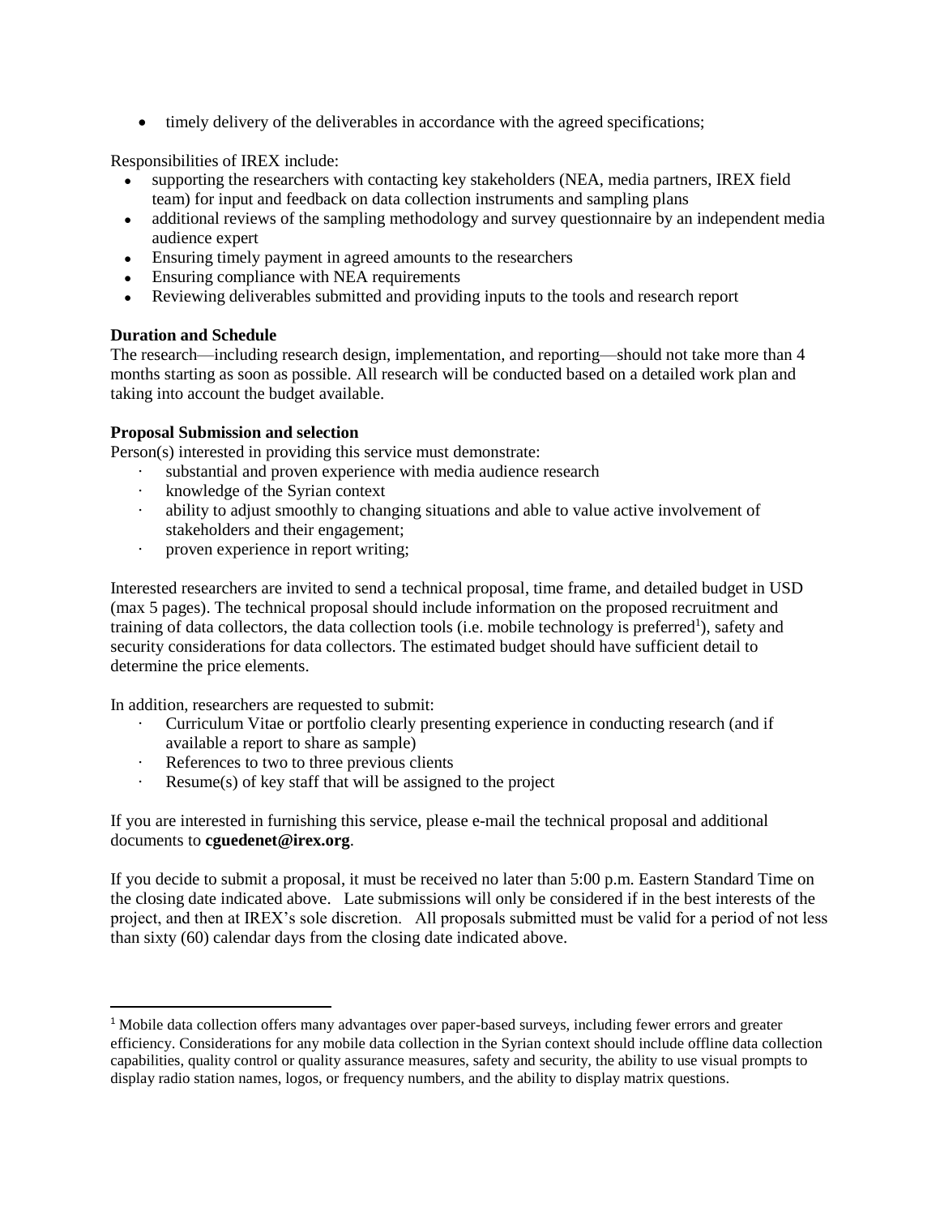- timely delivery of the deliverables in accordance with the agreed specifications;

Responsibilities of IREX include:

- supporting the researchers with contacting key stakeholders (NEA, media partners, IREX field team) for input and feedback on data collection instruments and sampling plans
- additional reviews of the sampling methodology and survey questionnaire by an independent media audience expert
- Ensuring timely payment in agreed amounts to the researchers
- Ensuring compliance with NEA requirements
- Reviewing deliverables submitted and providing inputs to the tools and research report

**Duration and Schedule**

The research—including research design, implementation, and reporting—should not take more than 4 months starting as soon as possible. All research will be conducted based on a detailed work plan and taking into account the budget available.

**Proposal Submission and selection**

Person(s) interested in providing this service must demonstrate:

- substantial and proven experience with media audience research
- knowledge of the Syrian context
- ability to adjust smoothly to changing situations and able to value active involvement of stakeholders and their engagement;
- proven experience in report writing;

Interested researchers are invited to send a technical proposal, time frame, and detailed budget in USD (max 5 pages). The technical proposal should include information on the proposed recruitment and training of data collectors, the data collection tools (i.e. mobile technology is preferred[1]), safety and security considerations for data collectors. The estimated budget should have sufficient detail to determine the price elements.

In addition, researchers are requested to submit:

- Curriculum Vitae or portfolio clearly presenting experience in conducting research (and if available a report to share as sample)
- References to two to three previous clients
- Resume(s) of key staff that will be assigned to the project

If you are interested in furnishing this service, please e-mail the technical proposal and additional documents to **cguedenet@irex.org**.

If you decide to submit a proposal, it must be received no later than 5:00 p.m. Eastern Standard Time on the closing date indicated above. Late submissions will only be considered if in the best interests of the project, and then at IREX's sole discretion. All proposals submitted must be valid for a period of not less than sixty (60) calendar days from the closing date indicated above.

---

[1] Mobile data collection offers many advantages over paper-based surveys, including fewer errors and greater efficiency. Considerations for any mobile data collection in the Syrian context should include offline data collection capabilities, quality control or quality assurance measures, safety and security, the ability to use visual prompts to display radio station names, logos, or frequency numbers, and the ability to display matrix questions.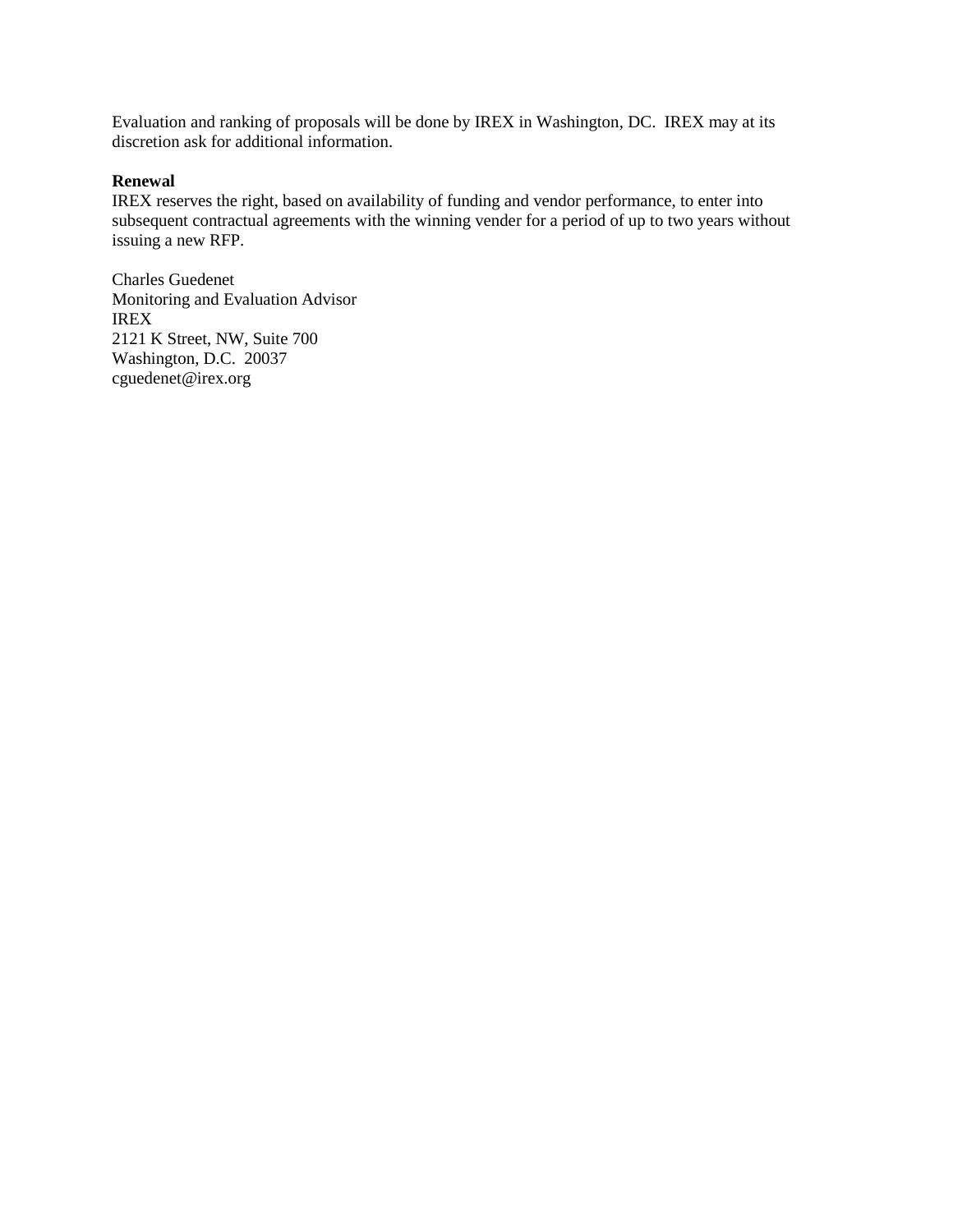Evaluation and ranking of proposals will be done by IREX in Washington, DC. IREX may at its discretion ask for additional information.

**Renewal**

IREX reserves the right, based on availability of funding and vendor performance, to enter into subsequent contractual agreements with the winning vender for a period of up to two years without issuing a new RFP.

Charles Guedenet
Monitoring and Evaluation Advisor
IREX
2121 K Street, NW, Suite 700
Washington, D.C. 20037
cguedenet@irex.org